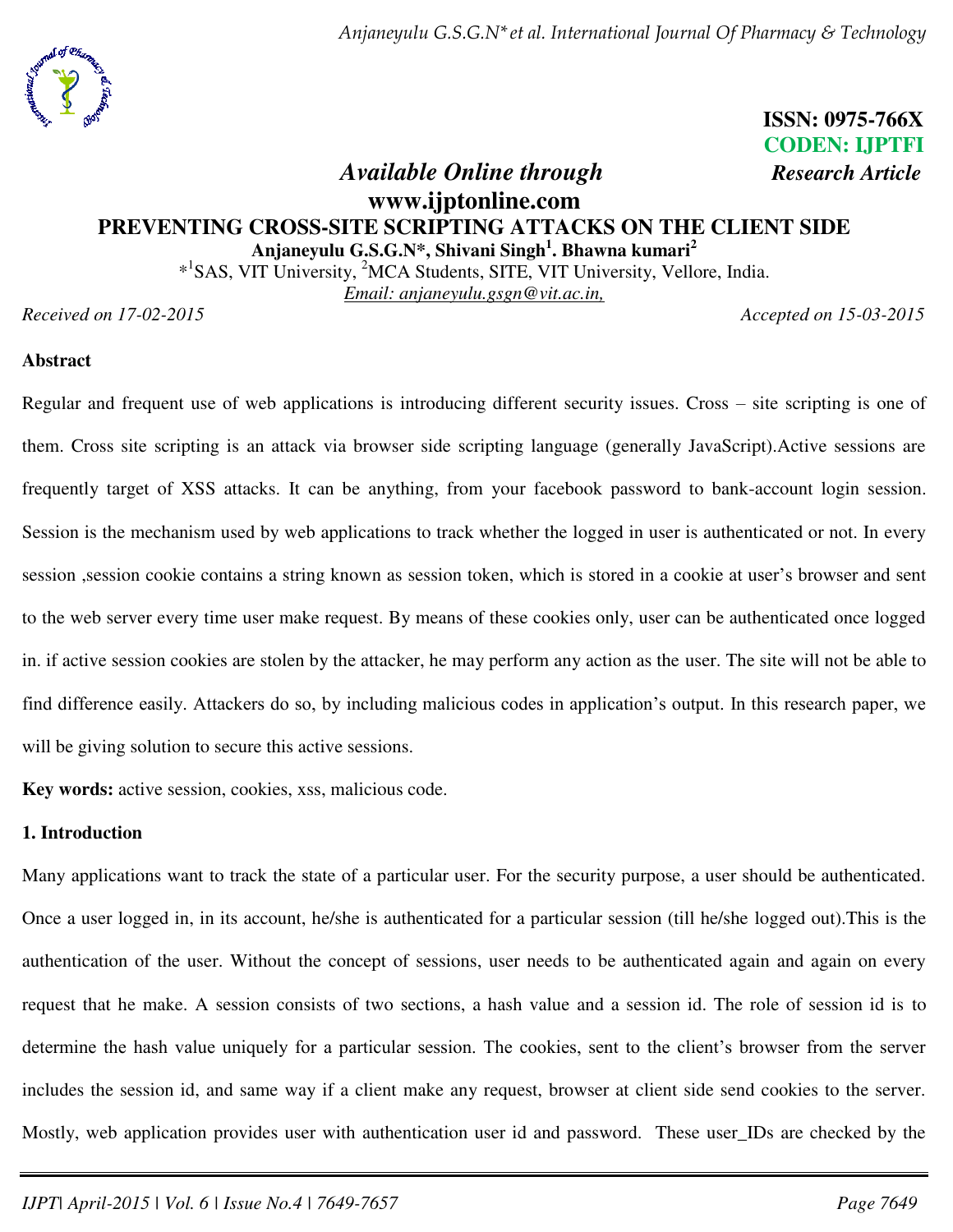**ISSN: 0975-766X**
**CODEN: IJPTFI**

*Available Online through* *Research Article*
**www.ijptonline.com**

# PREVENTING CROSS-SITE SCRIPTING ATTACKS ON THE CLIENT SIDE

**Anjaneyulu G.S.G.N*, Shivani Singh[1]. Bhawna kumari[2]**

*[1]SAS, VIT University, [2]MCA Students, SITE, VIT University, Vellore, India.

Email: anjaneyulu.gsgn@vit.ac.in,

*Received on 17-02-2015* *Accepted on 15-03-2015*

## Abstract

Regular and frequent use of web applications is introducing different security issues. Cross – site scripting is one of them. Cross site scripting is an attack via browser side scripting language (generally JavaScript).Active sessions are frequently target of XSS attacks. It can be anything, from your facebook password to bank-account login session. Session is the mechanism used by web applications to track whether the logged in user is authenticated or not. In every session ,session cookie contains a string known as session token, which is stored in a cookie at user's browser and sent to the web server every time user make request. By means of these cookies only, user can be authenticated once logged in. if active session cookies are stolen by the attacker, he may perform any action as the user. The site will not be able to find difference easily. Attackers do so, by including malicious codes in application's output. In this research paper, we will be giving solution to secure this active sessions.

**Key words:** active session, cookies, xss, malicious code.

## 1. Introduction

Many applications want to track the state of a particular user. For the security purpose, a user should be authenticated. Once a user logged in, in its account, he/she is authenticated for a particular session (till he/she logged out).This is the authentication of the user. Without the concept of sessions, user needs to be authenticated again and again on every request that he make. A session consists of two sections, a hash value and a session id. The role of session id is to determine the hash value uniquely for a particular session. The cookies, sent to the client's browser from the server includes the session id, and same way if a client make any request, browser at client side send cookies to the server. Mostly, web application provides user with authentication user id and password. These user_IDs are checked by the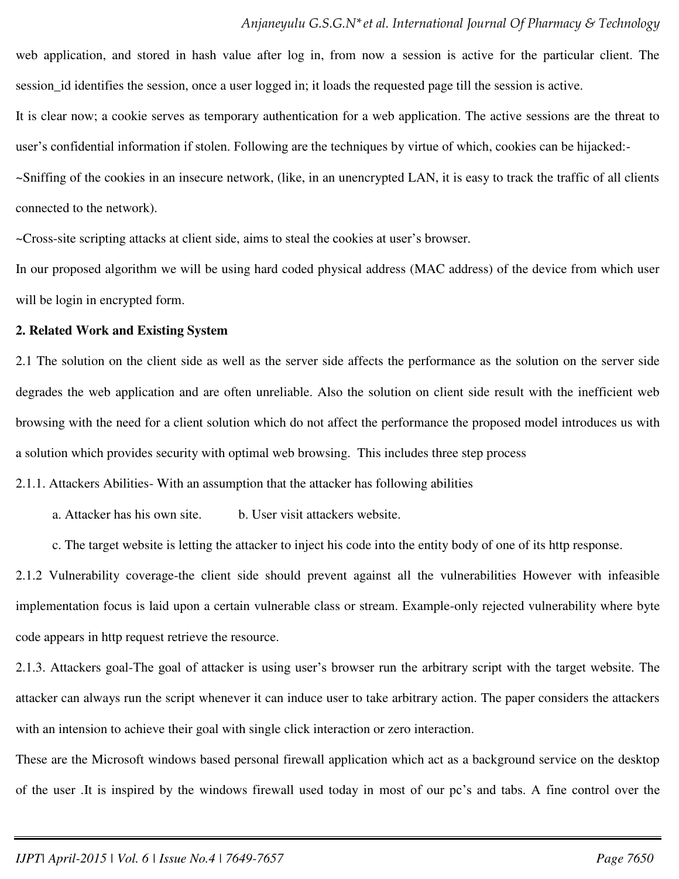web application, and stored in hash value after log in, from now a session is active for the particular client. The session_id identifies the session, once a user logged in; it loads the requested page till the session is active.

It is clear now; a cookie serves as temporary authentication for a web application. The active sessions are the threat to user's confidential information if stolen. Following are the techniques by virtue of which, cookies can be hijacked:-

~Sniffing of the cookies in an insecure network, (like, in an unencrypted LAN, it is easy to track the traffic of all clients connected to the network).

~Cross-site scripting attacks at client side, aims to steal the cookies at user's browser.

In our proposed algorithm we will be using hard coded physical address (MAC address) of the device from which user will be login in encrypted form.

**2. Related Work and Existing System**

2.1 The solution on the client side as well as the server side affects the performance as the solution on the server side degrades the web application and are often unreliable. Also the solution on client side result with the inefficient web browsing with the need for a client solution which do not affect the performance the proposed model introduces us with a solution which provides security with optimal web browsing. This includes three step process

2.1.1. Attackers Abilities- With an assumption that the attacker has following abilities

a. Attacker has his own site. b. User visit attackers website.

c. The target website is letting the attacker to inject his code into the entity body of one of its http response.

2.1.2 Vulnerability coverage-the client side should prevent against all the vulnerabilities However with infeasible implementation focus is laid upon a certain vulnerable class or stream. Example-only rejected vulnerability where byte code appears in http request retrieve the resource.

2.1.3. Attackers goal-The goal of attacker is using user's browser run the arbitrary script with the target website. The attacker can always run the script whenever it can induce user to take arbitrary action. The paper considers the attackers with an intension to achieve their goal with single click interaction or zero interaction.

These are the Microsoft windows based personal firewall application which act as a background service on the desktop of the user .It is inspired by the windows firewall used today in most of our pc's and tabs. A fine control over the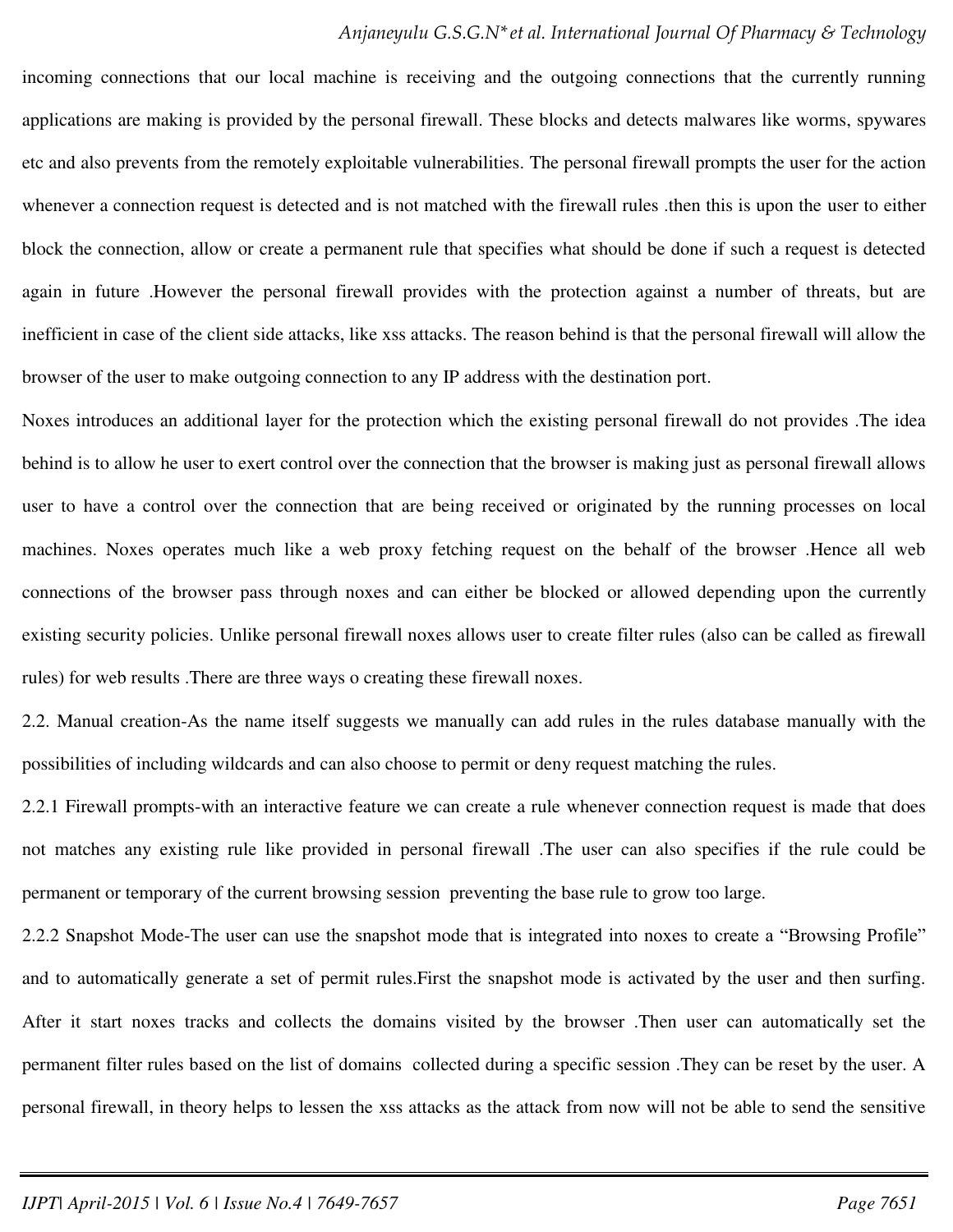incoming connections that our local machine is receiving and the outgoing connections that the currently running applications are making is provided by the personal firewall. These blocks and detects malwares like worms, spywares etc and also prevents from the remotely exploitable vulnerabilities. The personal firewall prompts the user for the action whenever a connection request is detected and is not matched with the firewall rules .then this is upon the user to either block the connection, allow or create a permanent rule that specifies what should be done if such a request is detected again in future .However the personal firewall provides with the protection against a number of threats, but are inefficient in case of the client side attacks, like xss attacks. The reason behind is that the personal firewall will allow the browser of the user to make outgoing connection to any IP address with the destination port.

Noxes introduces an additional layer for the protection which the existing personal firewall do not provides .The idea behind is to allow he user to exert control over the connection that the browser is making just as personal firewall allows user to have a control over the connection that are being received or originated by the running processes on local machines. Noxes operates much like a web proxy fetching request on the behalf of the browser .Hence all web connections of the browser pass through noxes and can either be blocked or allowed depending upon the currently existing security policies. Unlike personal firewall noxes allows user to create filter rules (also can be called as firewall rules) for web results .There are three ways o creating these firewall noxes.

2.2. Manual creation-As the name itself suggests we manually can add rules in the rules database manually with the possibilities of including wildcards and can also choose to permit or deny request matching the rules.

2.2.1 Firewall prompts-with an interactive feature we can create a rule whenever connection request is made that does not matches any existing rule like provided in personal firewall .The user can also specifies if the rule could be permanent or temporary of the current browsing session preventing the base rule to grow too large.

2.2.2 Snapshot Mode-The user can use the snapshot mode that is integrated into noxes to create a "Browsing Profile" and to automatically generate a set of permit rules.First the snapshot mode is activated by the user and then surfing. After it start noxes tracks and collects the domains visited by the browser .Then user can automatically set the permanent filter rules based on the list of domains collected during a specific session .They can be reset by the user. A personal firewall, in theory helps to lessen the xss attacks as the attack from now will not be able to send the sensitive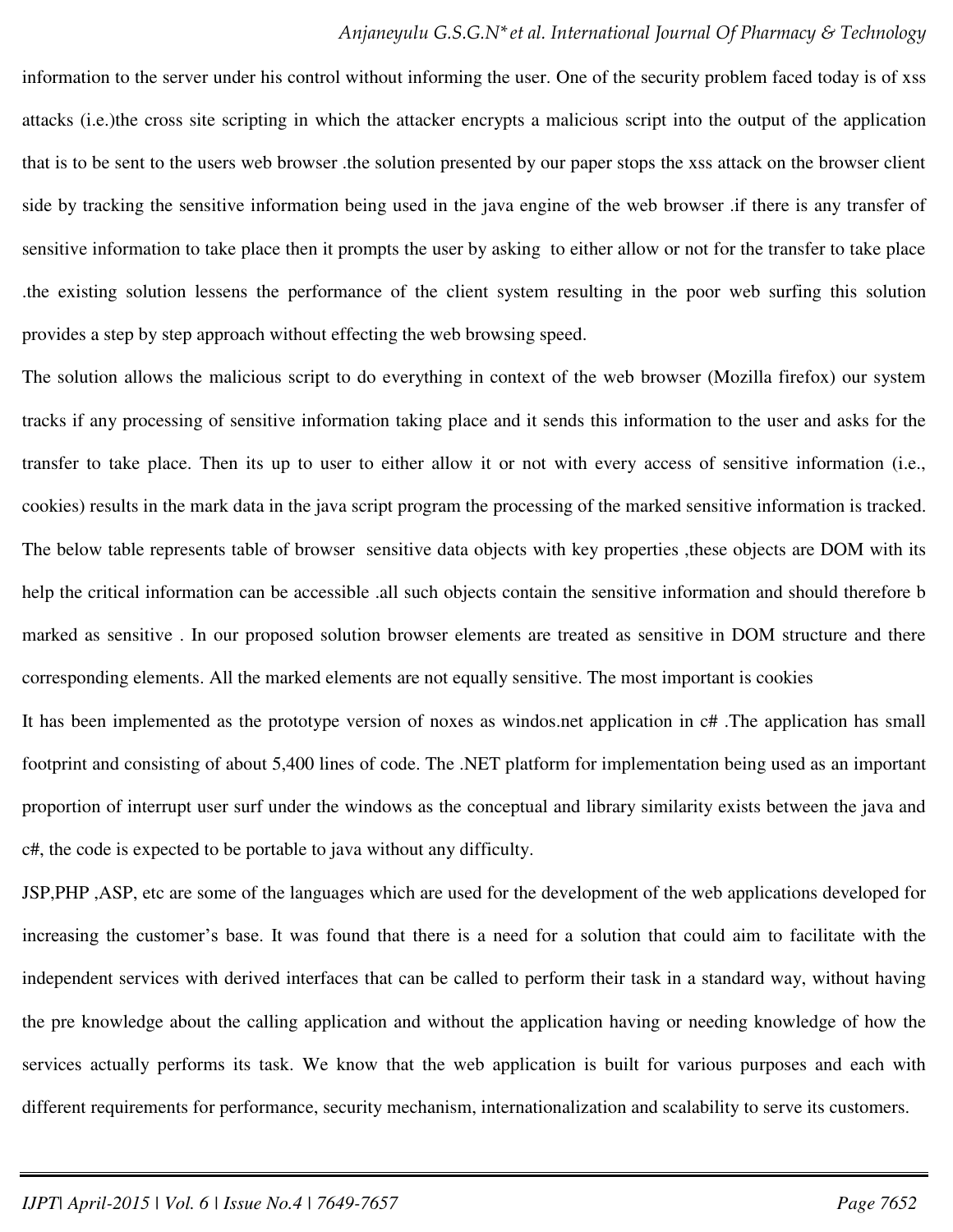information to the server under his control without informing the user. One of the security problem faced today is of xss attacks (i.e.)the cross site scripting in which the attacker encrypts a malicious script into the output of the application that is to be sent to the users web browser .the solution presented by our paper stops the xss attack on the browser client side by tracking the sensitive information being used in the java engine of the web browser .if there is any transfer of sensitive information to take place then it prompts the user by asking to either allow or not for the transfer to take place .the existing solution lessens the performance of the client system resulting in the poor web surfing this solution provides a step by step approach without effecting the web browsing speed.

The solution allows the malicious script to do everything in context of the web browser (Mozilla firefox) our system tracks if any processing of sensitive information taking place and it sends this information to the user and asks for the transfer to take place. Then its up to user to either allow it or not with every access of sensitive information (i.e., cookies) results in the mark data in the java script program the processing of the marked sensitive information is tracked. The below table represents table of browser sensitive data objects with key properties ,these objects are DOM with its help the critical information can be accessible .all such objects contain the sensitive information and should therefore b marked as sensitive . In our proposed solution browser elements are treated as sensitive in DOM structure and there corresponding elements. All the marked elements are not equally sensitive. The most important is cookies

It has been implemented as the prototype version of noxes as windos.net application in c# .The application has small footprint and consisting of about 5,400 lines of code. The .NET platform for implementation being used as an important proportion of interrupt user surf under the windows as the conceptual and library similarity exists between the java and c#, the code is expected to be portable to java without any difficulty.

JSP,PHP ,ASP, etc are some of the languages which are used for the development of the web applications developed for increasing the customer's base. It was found that there is a need for a solution that could aim to facilitate with the independent services with derived interfaces that can be called to perform their task in a standard way, without having the pre knowledge about the calling application and without the application having or needing knowledge of how the services actually performs its task. We know that the web application is built for various purposes and each with different requirements for performance, security mechanism, internationalization and scalability to serve its customers.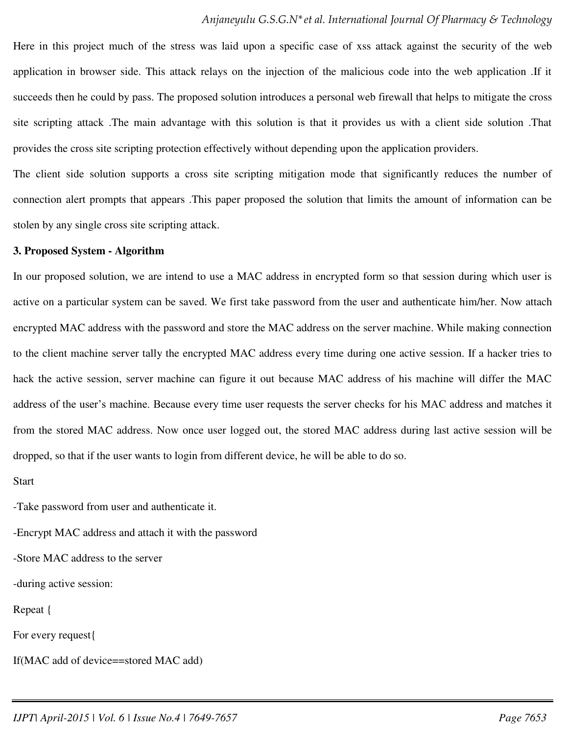Here in this project much of the stress was laid upon a specific case of xss attack against the security of the web application in browser side. This attack relays on the injection of the malicious code into the web application .If it succeeds then he could by pass. The proposed solution introduces a personal web firewall that helps to mitigate the cross site scripting attack .The main advantage with this solution is that it provides us with a client side solution .That provides the cross site scripting protection effectively without depending upon the application providers.

The client side solution supports a cross site scripting mitigation mode that significantly reduces the number of connection alert prompts that appears .This paper proposed the solution that limits the amount of information can be stolen by any single cross site scripting attack.

**3. Proposed System - Algorithm**

In our proposed solution, we are intend to use a MAC address in encrypted form so that session during which user is active on a particular system can be saved. We first take password from the user and authenticate him/her. Now attach encrypted MAC address with the password and store the MAC address on the server machine. While making connection to the client machine server tally the encrypted MAC address every time during one active session. If a hacker tries to hack the active session, server machine can figure it out because MAC address of his machine will differ the MAC address of the user's machine. Because every time user requests the server checks for his MAC address and matches it from the stored MAC address. Now once user logged out, the stored MAC address during last active session will be dropped, so that if the user wants to login from different device, he will be able to do so.

Start

-Take password from user and authenticate it.

-Encrypt MAC address and attach it with the password

-Store MAC address to the server

-during active session:

Repeat {

For every request{

If(MAC add of device==stored MAC add)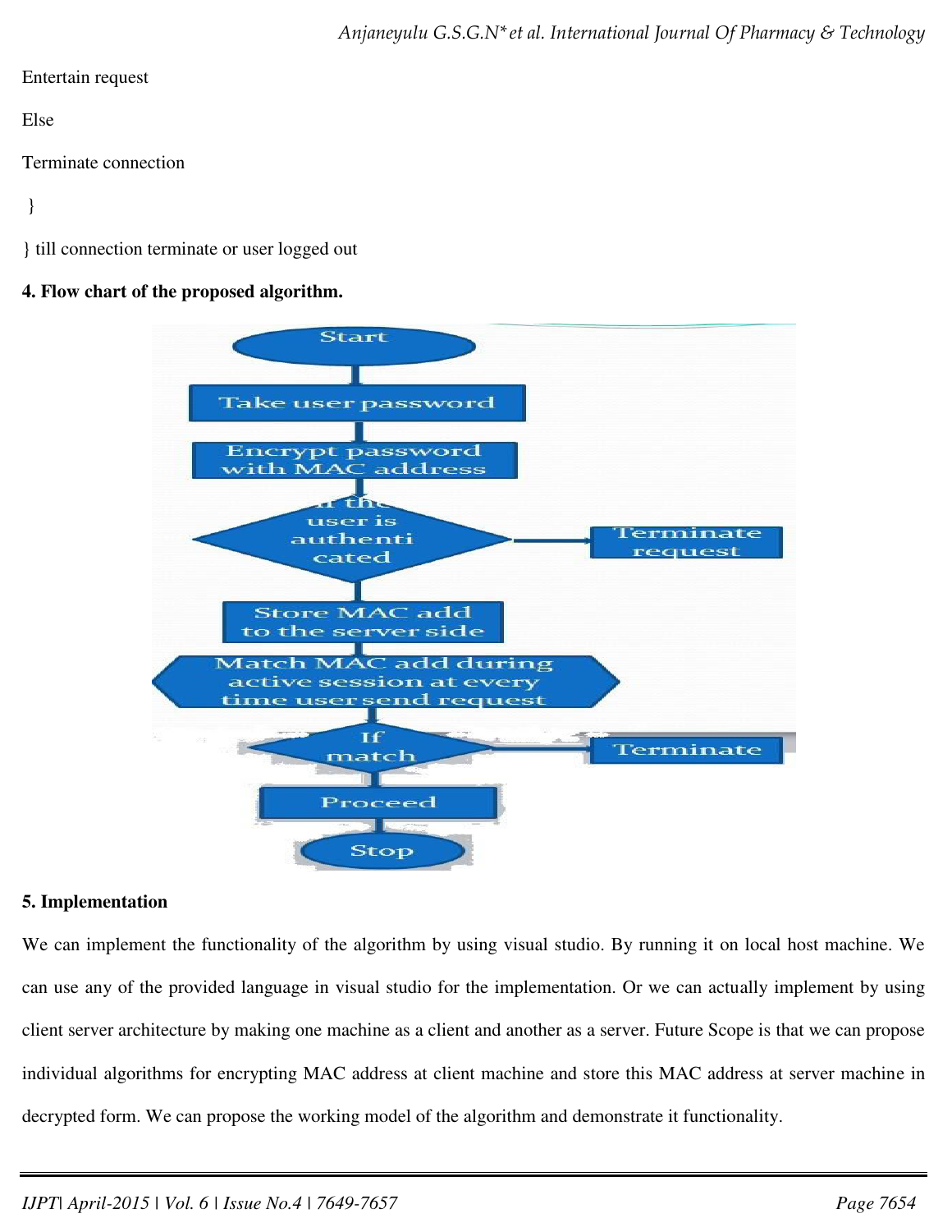Entertain request

Else

Terminate connection

}

} till connection terminate or user logged out

**4. Flow chart of the proposed algorithm.**

**5. Implementation**

We can implement the functionality of the algorithm by using visual studio. By running it on local host machine. We can use any of the provided language in visual studio for the implementation. Or we can actually implement by using client server architecture by making one machine as a client and another as a server. Future Scope is that we can propose individual algorithms for encrypting MAC address at client machine and store this MAC address at server machine in decrypted form. We can propose the working model of the algorithm and demonstrate it functionality.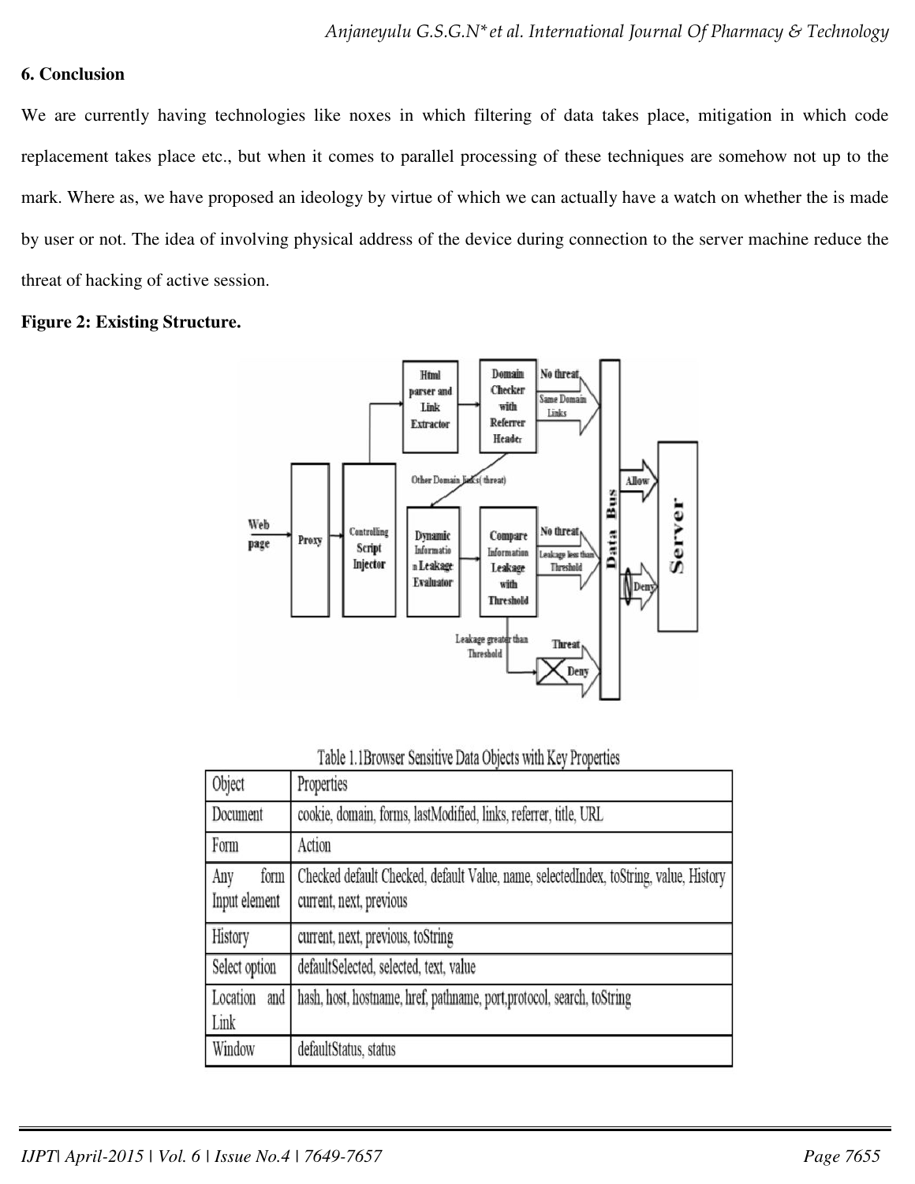## 6. Conclusion

We are currently having technologies like noxes in which filtering of data takes place, mitigation in which code replacement takes place etc., but when it comes to parallel processing of these techniques are somehow not up to the mark. Where as, we have proposed an ideology by virtue of which we can actually have a watch on whether the is made by user or not. The idea of involving physical address of the device during connection to the server machine reduce the threat of hacking of active session.

**Figure 2: Existing Structure.**

Table 1.1Browser Sensitive Data Objects with Key Properties

| Object | Properties |
|---|---|
| Document | cookie, domain, forms, lastModified, links, referrer, title, URL |
| Form | Action |
| Any form Input element | Checked default Checked, default Value, name, selectedIndex, toString, value, History current, next, previous |
| History | current, next, previous, toString |
| Select option | defaultSelected, selected, text, value |
| Location and Link | hash, host, hostname, href, pathname, port,protocol, search, toString |
| Window | defaultStatus, status |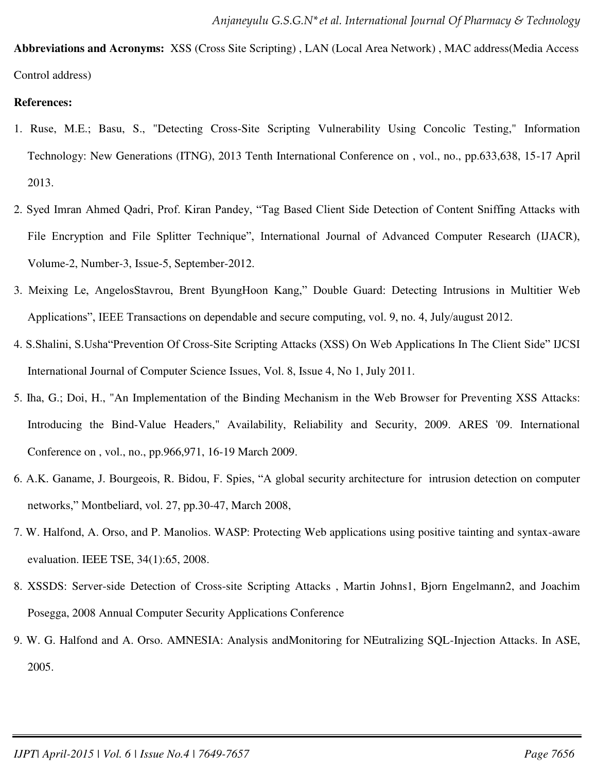**Abbreviations and Acronyms:** XSS (Cross Site Scripting) , LAN (Local Area Network) , MAC address(Media Access Control address)

**References:**

1. Ruse, M.E.; Basu, S., "Detecting Cross-Site Scripting Vulnerability Using Concolic Testing," Information Technology: New Generations (ITNG), 2013 Tenth International Conference on , vol., no., pp.633,638, 15-17 April 2013.
2. Syed Imran Ahmed Qadri, Prof. Kiran Pandey, "Tag Based Client Side Detection of Content Sniffing Attacks with File Encryption and File Splitter Technique", International Journal of Advanced Computer Research (IJACR), Volume-2, Number-3, Issue-5, September-2012.
3. Meixing Le, AngelosStavrou, Brent ByungHoon Kang," Double Guard: Detecting Intrusions in Multitier Web Applications", IEEE Transactions on dependable and secure computing, vol. 9, no. 4, July/august 2012.
4. S.Shalini, S.Usha"Prevention Of Cross-Site Scripting Attacks (XSS) On Web Applications In The Client Side" IJCSI International Journal of Computer Science Issues, Vol. 8, Issue 4, No 1, July 2011.
5. Iha, G.; Doi, H., "An Implementation of the Binding Mechanism in the Web Browser for Preventing XSS Attacks: Introducing the Bind-Value Headers," Availability, Reliability and Security, 2009. ARES '09. International Conference on , vol., no., pp.966,971, 16-19 March 2009.
6. A.K. Ganame, J. Bourgeois, R. Bidou, F. Spies, "A global security architecture for intrusion detection on computer networks," Montbeliard, vol. 27, pp.30-47, March 2008,
7. W. Halfond, A. Orso, and P. Manolios. WASP: Protecting Web applications using positive tainting and syntax-aware evaluation. IEEE TSE, 34(1):65, 2008.
8. XSSDS: Server-side Detection of Cross-site Scripting Attacks , Martin Johns1, Bjorn Engelmann2, and Joachim Posegga, 2008 Annual Computer Security Applications Conference
9. W. G. Halfond and A. Orso. AMNESIA: Analysis andMonitoring for NEutralizing SQL-Injection Attacks. In ASE, 2005.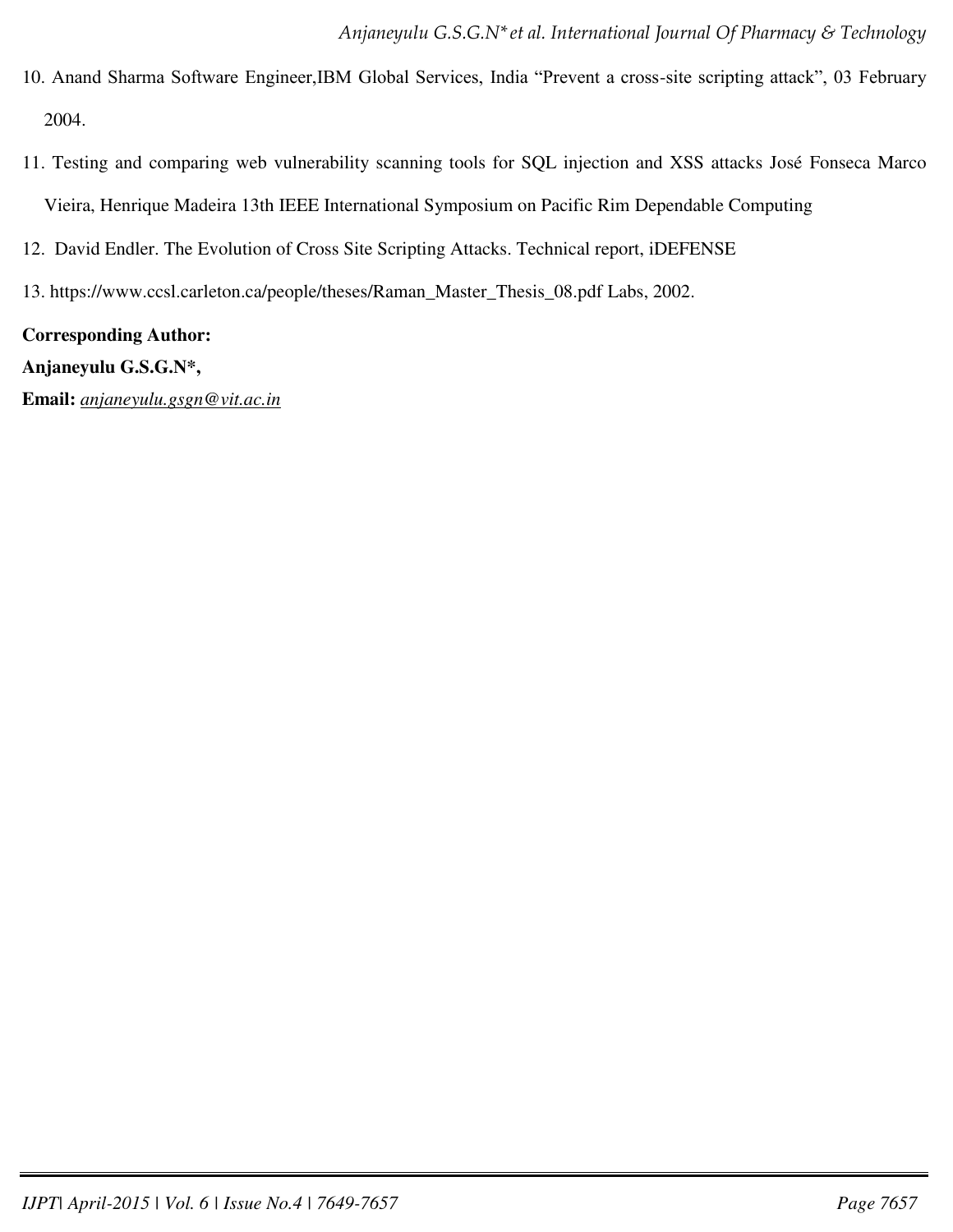10. Anand Sharma Software Engineer,IBM Global Services, India "Prevent a cross-site scripting attack", 03 February 2004.

11. Testing and comparing web vulnerability scanning tools for SQL injection and XSS attacks José Fonseca Marco Vieira, Henrique Madeira 13th IEEE International Symposium on Pacific Rim Dependable Computing

12. David Endler. The Evolution of Cross Site Scripting Attacks. Technical report, iDEFENSE

13. https://www.ccsl.carleton.ca/people/theses/Raman_Master_Thesis_08.pdf Labs, 2002.

**Corresponding Author:**

**Anjaneyulu G.S.G.N*,**

**Email:** *anjaneyulu.gsgn@vit.ac.in*